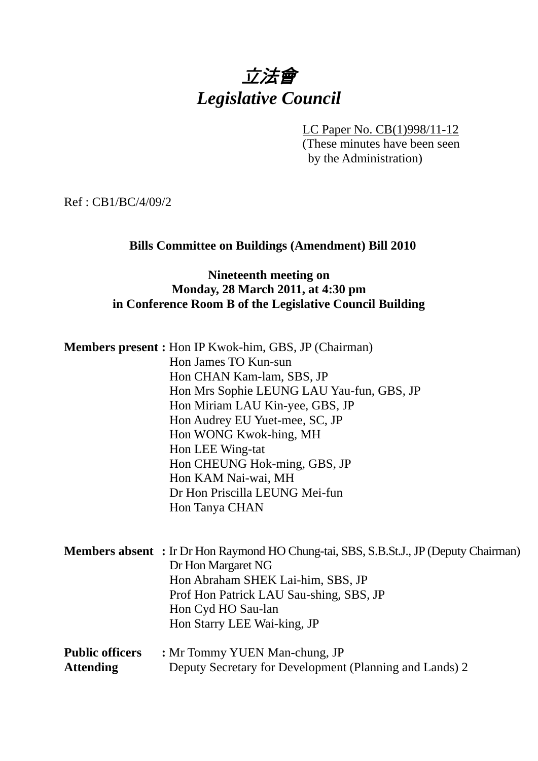# *立法會*
# *Legislative Council*

LC Paper No. CB(1)998/11-12
(These minutes have been seen by the Administration)

Ref : CB1/BC/4/09/2

**Bills Committee on Buildings (Amendment) Bill 2010**

**Nineteenth meeting on**
**Monday, 28 March 2011, at 4:30 pm**
**in Conference Room B of the Legislative Council Building**

**Members present :** Hon IP Kwok-him, GBS, JP (Chairman)
Hon James TO Kun-sun
Hon CHAN Kam-lam, SBS, JP
Hon Mrs Sophie LEUNG LAU Yau-fun, GBS, JP
Hon Miriam LAU Kin-yee, GBS, JP
Hon Audrey EU Yuet-mee, SC, JP
Hon WONG Kwok-hing, MH
Hon LEE Wing-tat
Hon CHEUNG Hok-ming, GBS, JP
Hon KAM Nai-wai, MH
Dr Hon Priscilla LEUNG Mei-fun
Hon Tanya CHAN

**Members absent :** Ir Dr Hon Raymond HO Chung-tai, SBS, S.B.St.J., JP (Deputy Chairman)
Dr Hon Margaret NG
Hon Abraham SHEK Lai-him, SBS, JP
Prof Hon Patrick LAU Sau-shing, SBS, JP
Hon Cyd HO Sau-lan
Hon Starry LEE Wai-king, JP

**Public officers Attending :** Mr Tommy YUEN Man-chung, JP
Deputy Secretary for Development (Planning and Lands) 2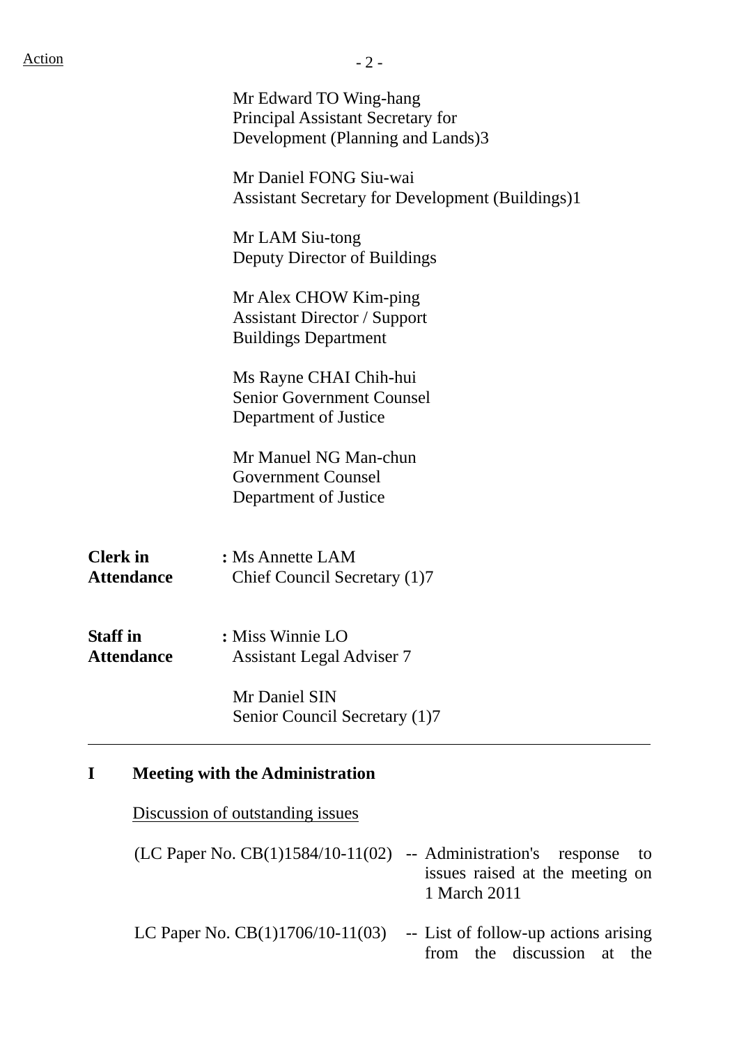Action

Mr Edward TO Wing-hang
Principal Assistant Secretary for Development (Planning and Lands)3

Mr Daniel FONG Siu-wai
Assistant Secretary for Development (Buildings)1

Mr LAM Siu-tong
Deputy Director of Buildings

Mr Alex CHOW Kim-ping
Assistant Director / Support
Buildings Department

Ms Rayne CHAI Chih-hui
Senior Government Counsel
Department of Justice

Mr Manuel NG Man-chun
Government Counsel
Department of Justice

**Clerk in Attendance** : Ms Annette LAM
Chief Council Secretary (1)7

**Staff in Attendance** : Miss Winnie LO
Assistant Legal Adviser 7

Mr Daniel SIN
Senior Council Secretary (1)7

---

## I Meeting with the Administration

Discussion of outstanding issues

(LC Paper No. CB(1)1584/10-11(02) -- Administration's response to issues raised at the meeting on 1 March 2011

LC Paper No. CB(1)1706/10-11(03) -- List of follow-up actions arising from the discussion at the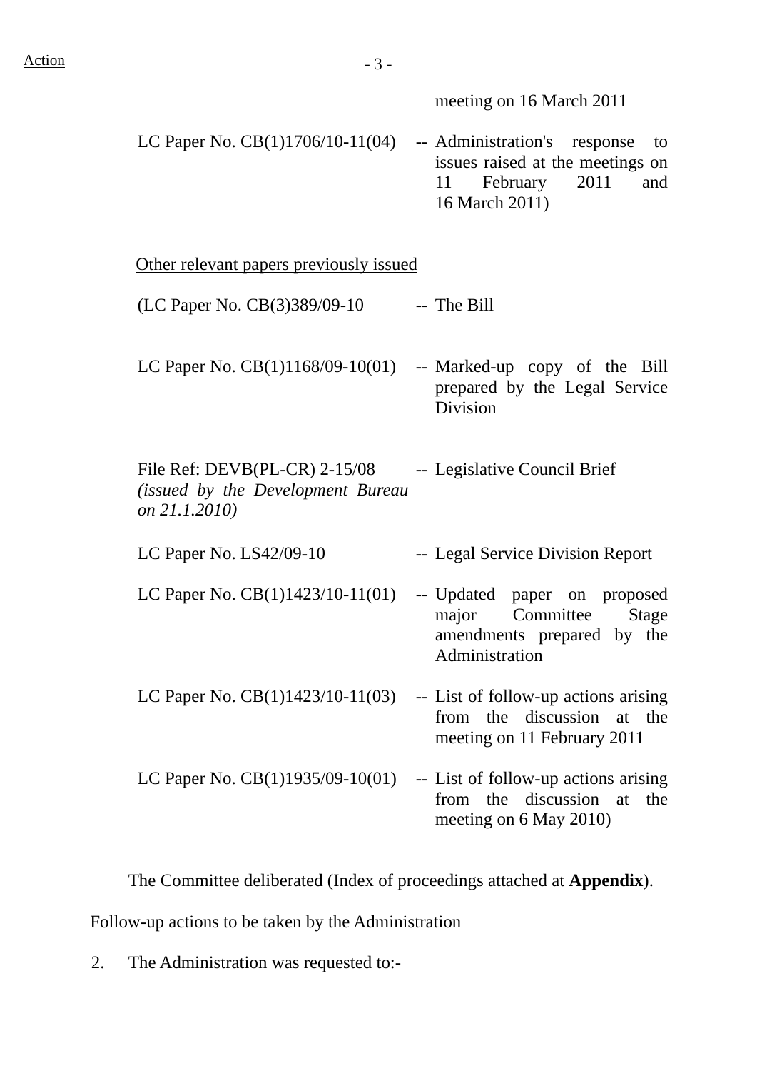Action

meeting on 16 March 2011

| | | |
|---|---|---|
| LC Paper No. CB(1)1706/10-11(04) | -- | Administration's response to issues raised at the meetings on 11 February 2011 and 16 March 2011) |

<u>Other relevant papers previously issued</u>

| | | |
|---|---|---|
| (LC Paper No. CB(3)389/09-10 | -- | The Bill |
| LC Paper No. CB(1)1168/09-10(01) | -- | Marked-up copy of the Bill prepared by the Legal Service Division |
| File Ref: DEVB(PL-CR) 2-15/08 *(issued by the Development Bureau on 21.1.2010)* | -- | Legislative Council Brief |
| LC Paper No. LS42/09-10 | -- | Legal Service Division Report |
| LC Paper No. CB(1)1423/10-11(01) | -- | Updated paper on proposed major Committee Stage amendments prepared by the Administration |
| LC Paper No. CB(1)1423/10-11(03) | -- | List of follow-up actions arising from the discussion at the meeting on 11 February 2011 |
| LC Paper No. CB(1)1935/09-10(01) | -- | List of follow-up actions arising from the discussion at the meeting on 6 May 2010) |

The Committee deliberated (Index of proceedings attached at **Appendix**).

<u>Follow-up actions to be taken by the Administration</u>

2. The Administration was requested to:-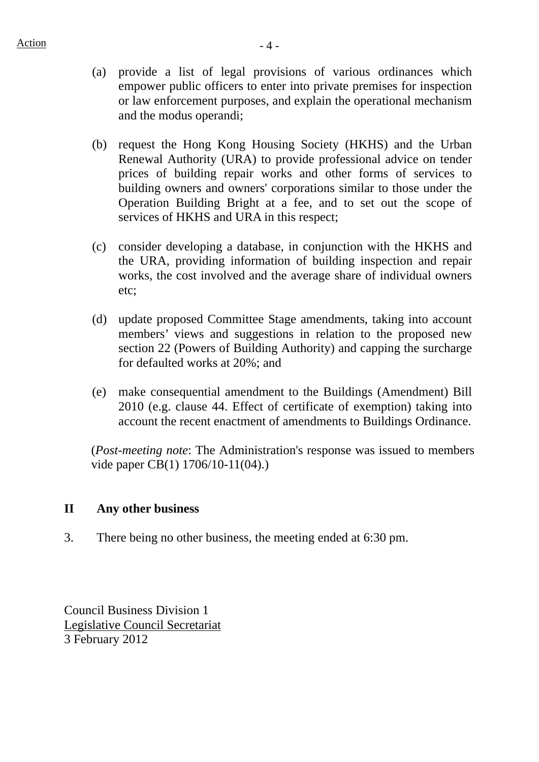Action

(a) provide a list of legal provisions of various ordinances which empower public officers to enter into private premises for inspection or law enforcement purposes, and explain the operational mechanism and the modus operandi;

(b) request the Hong Kong Housing Society (HKHS) and the Urban Renewal Authority (URA) to provide professional advice on tender prices of building repair works and other forms of services to building owners and owners' corporations similar to those under the Operation Building Bright at a fee, and to set out the scope of services of HKHS and URA in this respect;

(c) consider developing a database, in conjunction with the HKHS and the URA, providing information of building inspection and repair works, the cost involved and the average share of individual owners etc;

(d) update proposed Committee Stage amendments, taking into account members' views and suggestions in relation to the proposed new section 22 (Powers of Building Authority) and capping the surcharge for defaulted works at 20%; and

(e) make consequential amendment to the Buildings (Amendment) Bill 2010 (e.g. clause 44. Effect of certificate of exemption) taking into account the recent enactment of amendments to Buildings Ordinance.

(*Post-meeting note*: The Administration's response was issued to members vide paper CB(1) 1706/10-11(04).)

## II Any other business

3. There being no other business, the meeting ended at 6:30 pm.

Council Business Division 1
Legislative Council Secretariat
3 February 2012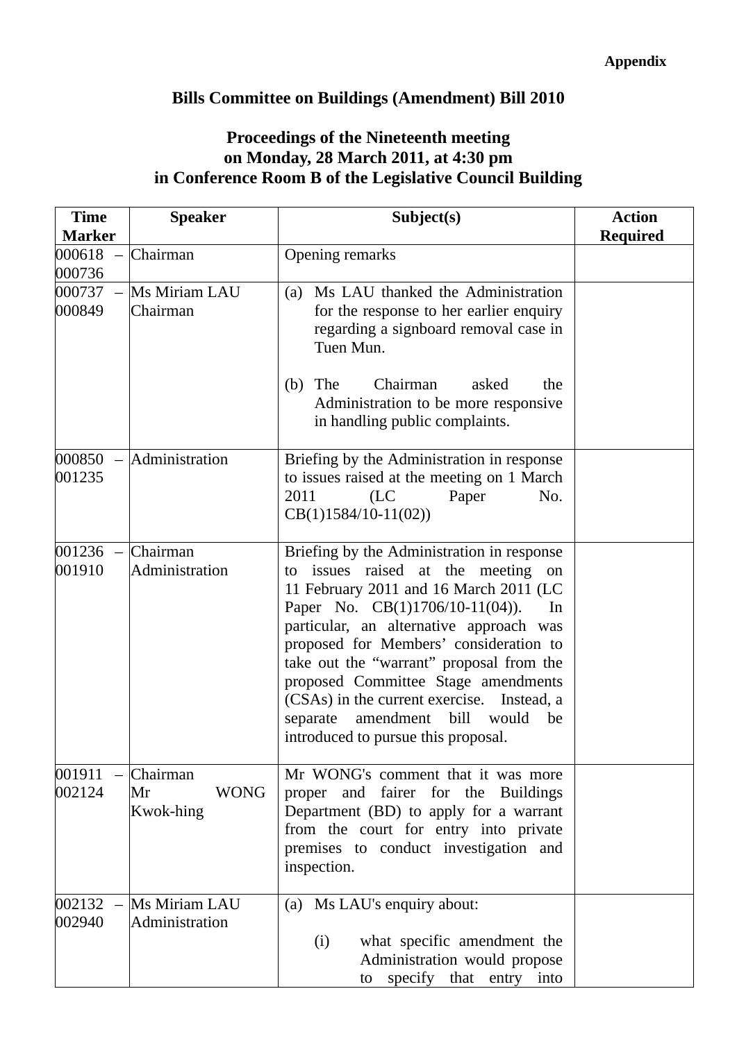**Appendix**

# Bills Committee on Buildings (Amendment) Bill 2010

## Proceedings of the Nineteenth meeting on Monday, 28 March 2011, at 4:30 pm in Conference Room B of the Legislative Council Building

| Time Marker | Speaker | Subject(s) | Action Required |
|---|---|---|---|
| 000618 – 000736 | Chairman | Opening remarks | |
| 000737 – 000849 | Ms Miriam LAU<br>Chairman | (a) Ms LAU thanked the Administration for the response to her earlier enquiry regarding a signboard removal case in Tuen Mun.<br><br>(b) The Chairman asked the Administration to be more responsive in handling public complaints. | |
| 000850 – 001235 | Administration | Briefing by the Administration in response to issues raised at the meeting on 1 March 2011 (LC Paper No. CB(1)1584/10-11(02)) | |
| 001236 – 001910 | Chairman<br>Administration | Briefing by the Administration in response to issues raised at the meeting on 11 February 2011 and 16 March 2011 (LC Paper No. CB(1)1706/10-11(04)). In particular, an alternative approach was proposed for Members' consideration to take out the "warrant" proposal from the proposed Committee Stage amendments (CSAs) in the current exercise. Instead, a separate amendment bill would be introduced to pursue this proposal. | |
| 001911 – 002124 | Chairman<br>Mr WONG Kwok-hing | Mr WONG's comment that it was more proper and fairer for the Buildings Department (BD) to apply for a warrant from the court for entry into private premises to conduct investigation and inspection. | |
| 002132 – 002940 | Ms Miriam LAU<br>Administration | (a) Ms LAU's enquiry about:<br><br>(i) what specific amendment the Administration would propose to specify that entry into | |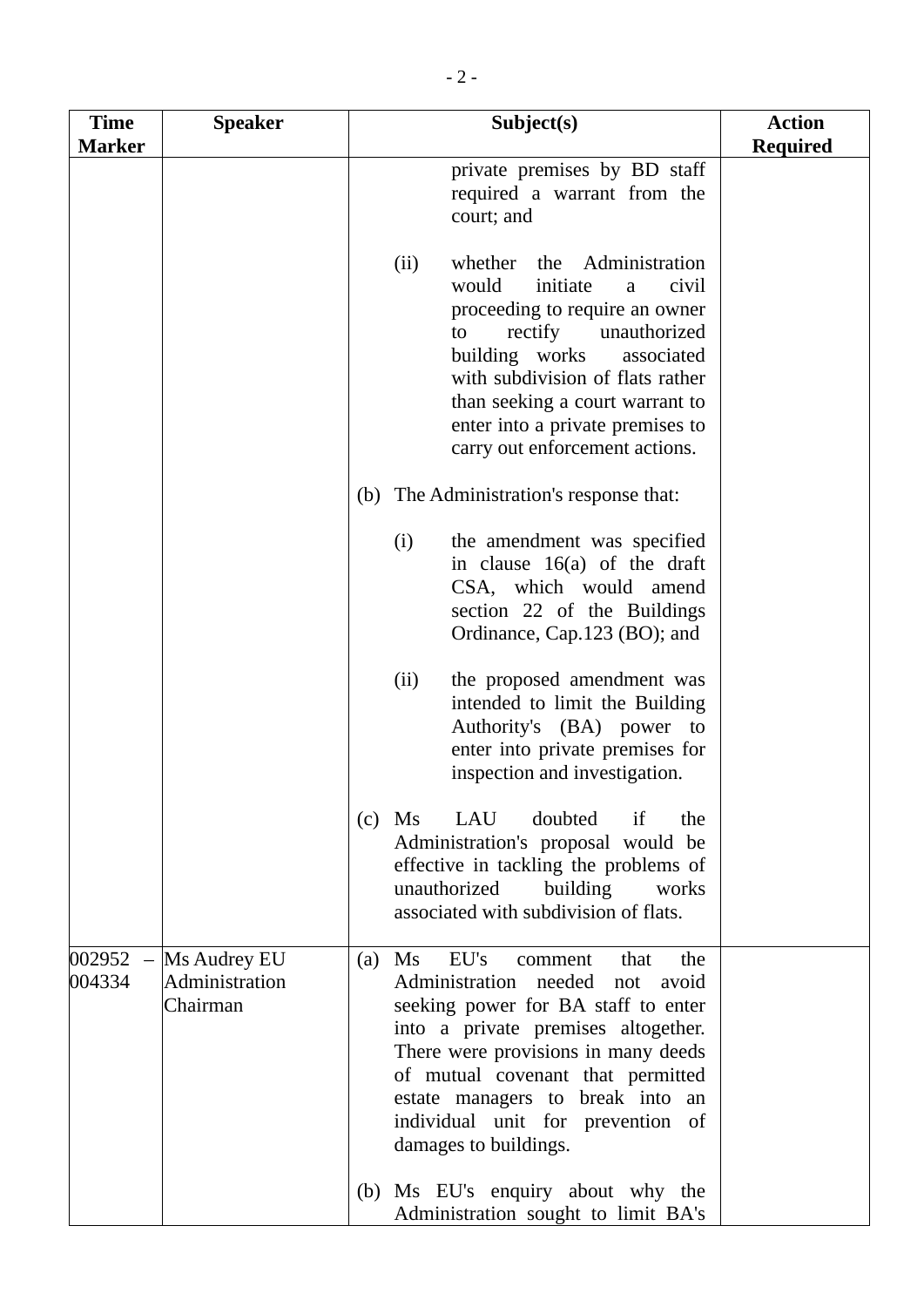| Time Marker | Speaker | Subject(s) | Action Required |
|---|---|---|---|
| | | private premises by BD staff required a warrant from the court; and<br><br>(ii) whether the Administration would initiate a civil proceeding to require an owner to rectify unauthorized building works associated with subdivision of flats rather than seeking a court warrant to enter into a private premises to carry out enforcement actions.<br><br>(b) The Administration's response that:<br><br>(i) the amendment was specified in clause 16(a) of the draft CSA, which would amend section 22 of the Buildings Ordinance, Cap.123 (BO); and<br><br>(ii) the proposed amendment was intended to limit the Building Authority's (BA) power to enter into private premises for inspection and investigation.<br><br>(c) Ms LAU doubted if the Administration's proposal would be effective in tackling the problems of unauthorized building works associated with subdivision of flats. | |
| 002952 – 004334 | Ms Audrey EU<br>Administration<br>Chairman | (a) Ms EU's comment that the Administration needed not avoid seeking power for BA staff to enter into a private premises altogether. There were provisions in many deeds of mutual covenant that permitted estate managers to break into an individual unit for prevention of damages to buildings.<br><br>(b) Ms EU's enquiry about why the Administration sought to limit BA's | |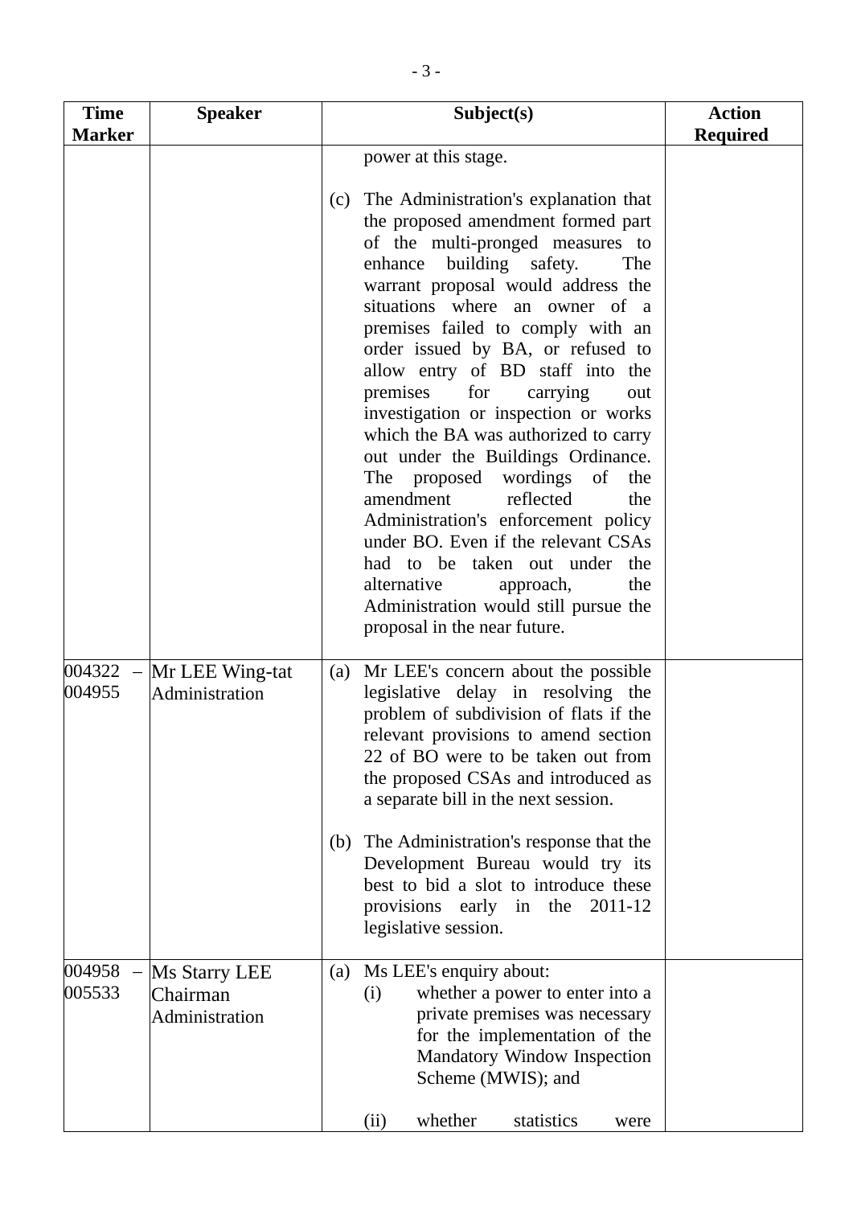| Time Marker | Speaker | Subject(s) | Action Required |
|---|---|---|---|
| | | power at this stage.<br><br>(c) The Administration's explanation that the proposed amendment formed part of the multi-pronged measures to enhance building safety. The warrant proposal would address the situations where an owner of a premises failed to comply with an order issued by BA, or refused to allow entry of BD staff into the premises for carrying out investigation or inspection or works which the BA was authorized to carry out under the Buildings Ordinance. The proposed wordings of the amendment reflected the Administration's enforcement policy under BO. Even if the relevant CSAs had to be taken out under the alternative approach, the Administration would still pursue the proposal in the near future. | |
| 004322 – 004955 | Mr LEE Wing-tat<br>Administration | (a) Mr LEE's concern about the possible legislative delay in resolving the problem of subdivision of flats if the relevant provisions to amend section 22 of BO were to be taken out from the proposed CSAs and introduced as a separate bill in the next session.<br><br>(b) The Administration's response that the Development Bureau would try its best to bid a slot to introduce these provisions early in the 2011-12 legislative session. | |
| 004958 – 005533 | Ms Starry LEE<br>Chairman<br>Administration | (a) Ms LEE's enquiry about:<br>(i) whether a power to enter into a private premises was necessary for the implementation of the Mandatory Window Inspection Scheme (MWIS); and<br><br>(ii) whether statistics were | |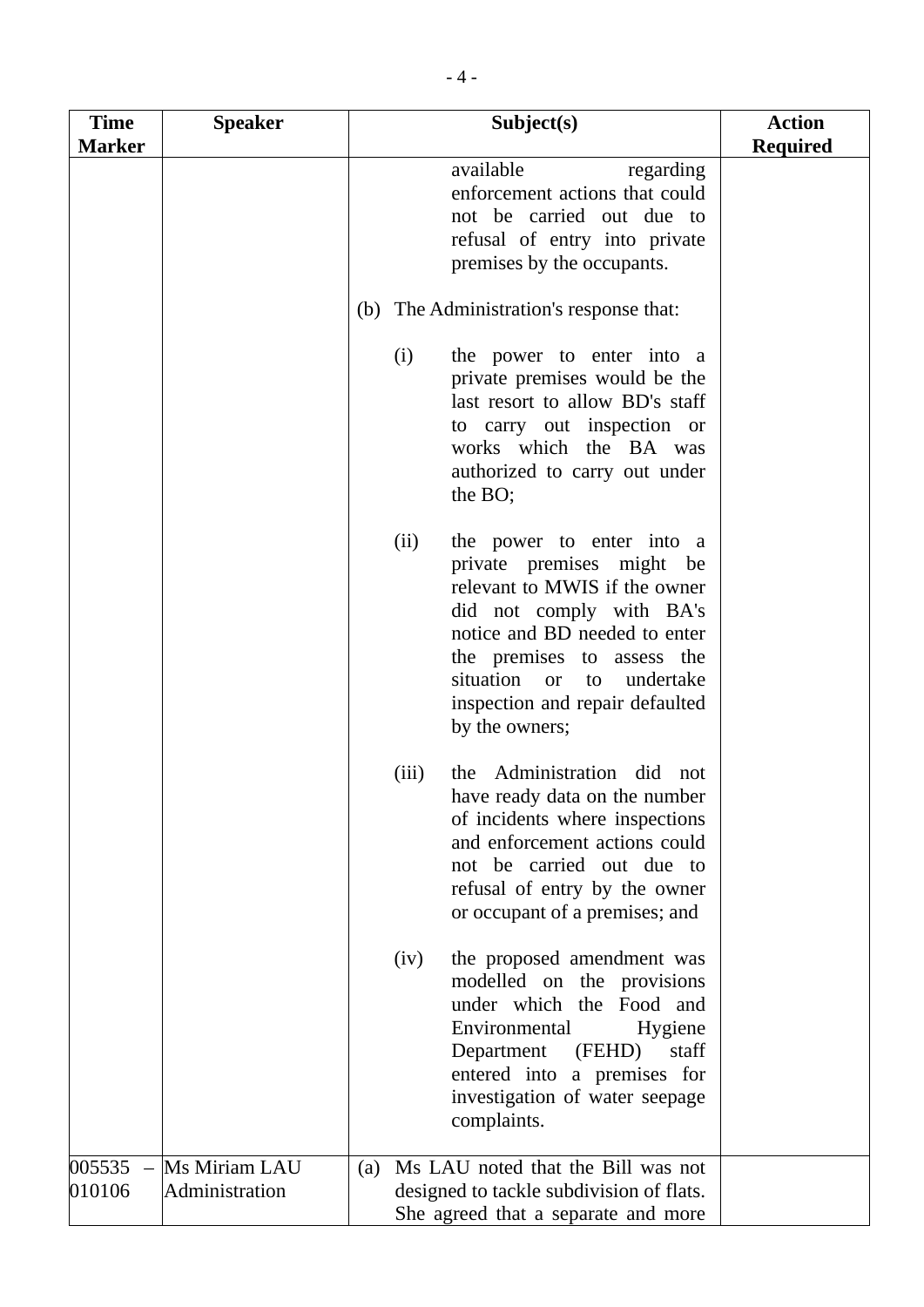| Time Marker | Speaker | Subject(s) | Action Required |
|---|---|---|---|
| | | available regarding enforcement actions that could not be carried out due to refusal of entry into private premises by the occupants.<br><br>(b) The Administration's response that:<br><br>(i) the power to enter into a private premises would be the last resort to allow BD's staff to carry out inspection or works which the BA was authorized to carry out under the BO;<br><br>(ii) the power to enter into a private premises might be relevant to MWIS if the owner did not comply with BA's notice and BD needed to enter the premises to assess the situation or to undertake inspection and repair defaulted by the owners;<br><br>(iii) the Administration did not have ready data on the number of incidents where inspections and enforcement actions could not be carried out due to refusal of entry by the owner or occupant of a premises; and<br><br>(iv) the proposed amendment was modelled on the provisions under which the Food and Environmental Hygiene Department (FEHD) staff entered into a premises for investigation of water seepage complaints. | |
| 005535 – 010106 | Ms Miriam LAU<br>Administration | (a) Ms LAU noted that the Bill was not designed to tackle subdivision of flats. She agreed that a separate and more | |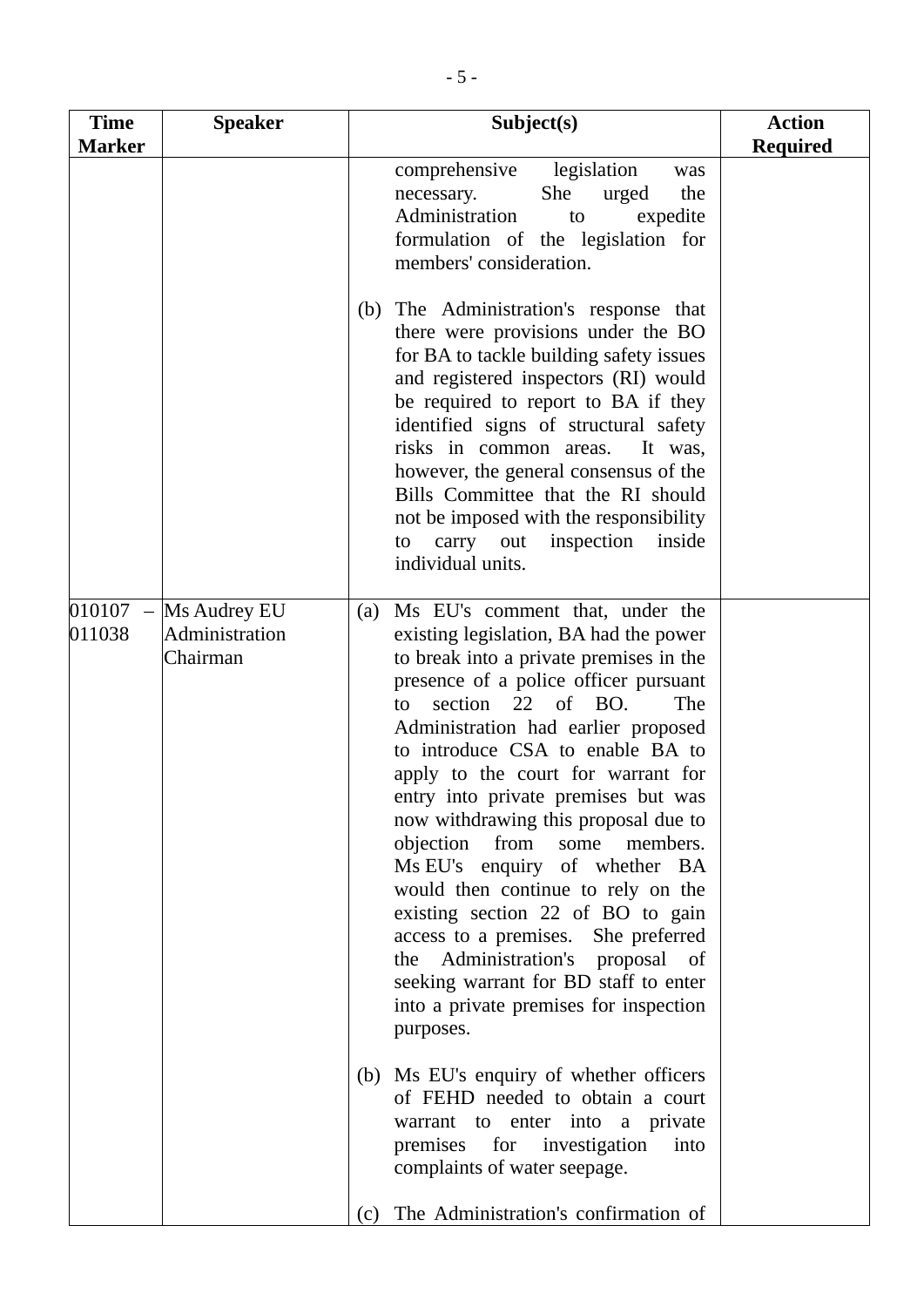| Time Marker | Speaker | Subject(s) | Action Required |
|---|---|---|---|
| | | comprehensive legislation was necessary. She urged the Administration to expedite formulation of the legislation for members' consideration.<br><br>(b) The Administration's response that there were provisions under the BO for BA to tackle building safety issues and registered inspectors (RI) would be required to report to BA if they identified signs of structural safety risks in common areas. It was, however, the general consensus of the Bills Committee that the RI should not be imposed with the responsibility to carry out inspection inside individual units. | |
| 010107 – 011038 | Ms Audrey EU<br>Administration<br>Chairman | (a) Ms EU's comment that, under the existing legislation, BA had the power to break into a private premises in the presence of a police officer pursuant to section 22 of BO. The Administration had earlier proposed to introduce CSA to enable BA to apply to the court for warrant for entry into private premises but was now withdrawing this proposal due to objection from some members. Ms EU's enquiry of whether BA would then continue to rely on the existing section 22 of BO to gain access to a premises. She preferred the Administration's proposal of seeking warrant for BD staff to enter into a private premises for inspection purposes.<br><br>(b) Ms EU's enquiry of whether officers of FEHD needed to obtain a court warrant to enter into a private premises for investigation into complaints of water seepage.<br><br>(c) The Administration's confirmation of | |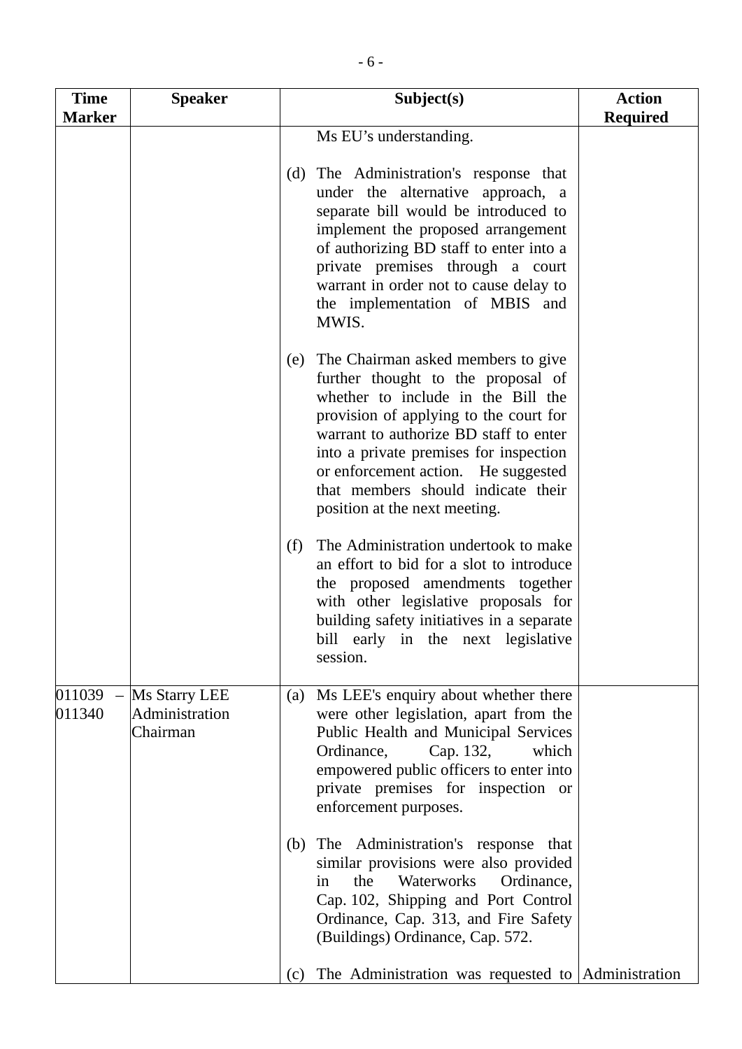| Time Marker | Speaker | Subject(s) | Action Required |
|---|---|---|---|
| | | Ms EU's understanding.<br><br>(d) The Administration's response that under the alternative approach, a separate bill would be introduced to implement the proposed arrangement of authorizing BD staff to enter into a private premises through a court warrant in order not to cause delay to the implementation of MBIS and MWIS.<br><br>(e) The Chairman asked members to give further thought to the proposal of whether to include in the Bill the provision of applying to the court for warrant to authorize BD staff to enter into a private premises for inspection or enforcement action. He suggested that members should indicate their position at the next meeting.<br><br>(f) The Administration undertook to make an effort to bid for a slot to introduce the proposed amendments together with other legislative proposals for building safety initiatives in a separate bill early in the next legislative session. | |
| 011039 – 011340 | Ms Starry LEE<br>Administration<br>Chairman | (a) Ms LEE's enquiry about whether there were other legislation, apart from the Public Health and Municipal Services Ordinance, Cap. 132, which empowered public officers to enter into private premises for inspection or enforcement purposes.<br><br>(b) The Administration's response that similar provisions were also provided in the Waterworks Ordinance, Cap. 102, Shipping and Port Control Ordinance, Cap. 313, and Fire Safety (Buildings) Ordinance, Cap. 572.<br><br>(c) The Administration was requested to | Administration |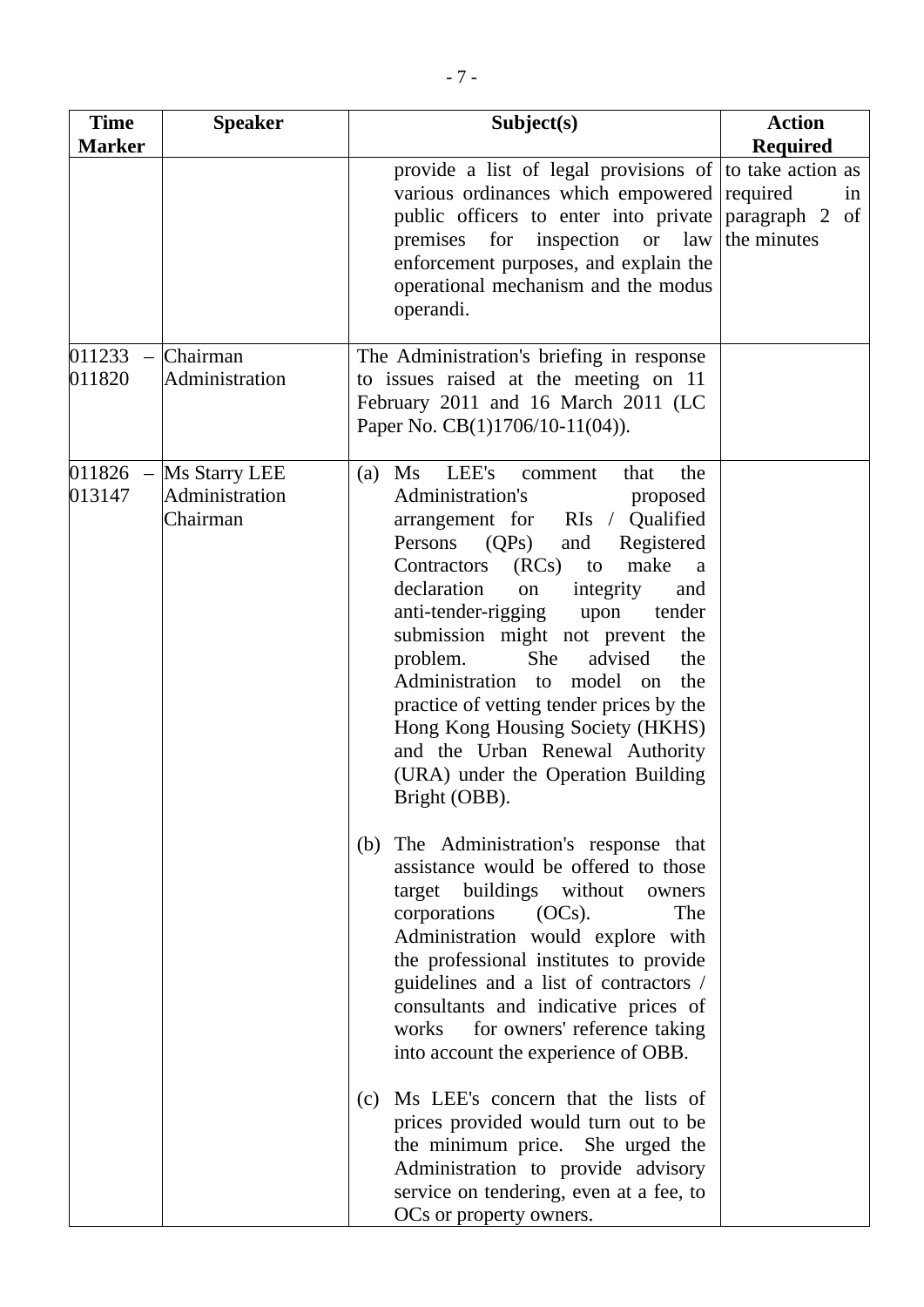| Time Marker | Speaker | Subject(s) | Action Required |
|---|---|---|---|
| | | provide a list of legal provisions of various ordinances which empowered public officers to enter into private premises for inspection or law enforcement purposes, and explain the operational mechanism and the modus operandi. | to take action as required in paragraph 2 of the minutes |
| 011233 – 011820 | Chairman<br>Administration | The Administration's briefing in response to issues raised at the meeting on 11 February 2011 and 16 March 2011 (LC Paper No. CB(1)1706/10-11(04)). | |
| 011826 – 013147 | Ms Starry LEE<br>Administration<br>Chairman | (a) Ms LEE's comment that the Administration's proposed arrangement for RIs / Qualified Persons (QPs) and Registered Contractors (RCs) to make a declaration on integrity and anti-tender-rigging upon tender submission might not prevent the problem. She advised the Administration to model on the practice of vetting tender prices by the Hong Kong Housing Society (HKHS) and the Urban Renewal Authority (URA) under the Operation Building Bright (OBB).<br><br>(b) The Administration's response that assistance would be offered to those target buildings without owners corporations (OCs). The Administration would explore with the professional institutes to provide guidelines and a list of contractors / consultants and indicative prices of works for owners' reference taking into account the experience of OBB.<br><br>(c) Ms LEE's concern that the lists of prices provided would turn out to be the minimum price. She urged the Administration to provide advisory service on tendering, even at a fee, to OCs or property owners. | |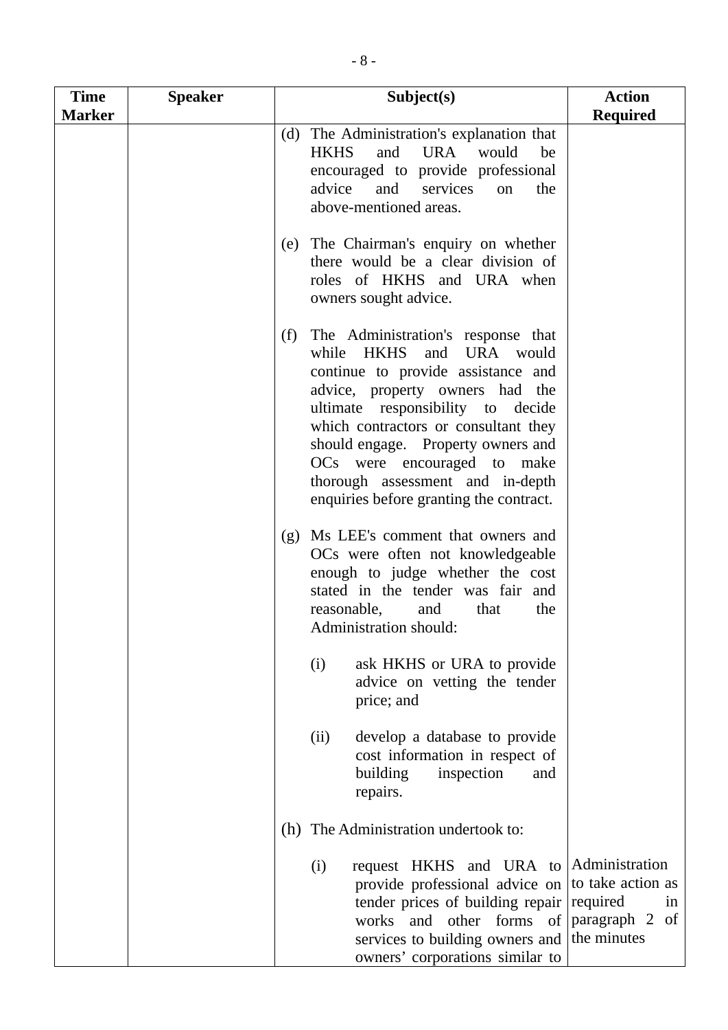| Time Marker | Speaker | Subject(s) | Action Required |
|---|---|---|---|
| | | (d) The Administration's explanation that HKHS and URA would be encouraged to provide professional advice and services on the above-mentioned areas.<br><br>(e) The Chairman's enquiry on whether there would be a clear division of roles of HKHS and URA when owners sought advice.<br><br>(f) The Administration's response that while HKHS and URA would continue to provide assistance and advice, property owners had the ultimate responsibility to decide which contractors or consultant they should engage. Property owners and OCs were encouraged to make thorough assessment and in-depth enquiries before granting the contract.<br><br>(g) Ms LEE's comment that owners and OCs were often not knowledgeable enough to judge whether the cost stated in the tender was fair and reasonable, and that the Administration should:<br><br>(i) ask HKHS or URA to provide advice on vetting the tender price; and<br><br>(ii) develop a database to provide cost information in respect of building inspection and repairs.<br><br>(h) The Administration undertook to:<br><br>(i) request HKHS and URA to provide professional advice on tender prices of building repair works and other forms of services to building owners and owners' corporations similar to | Administration to take action as required in paragraph 2 of the minutes |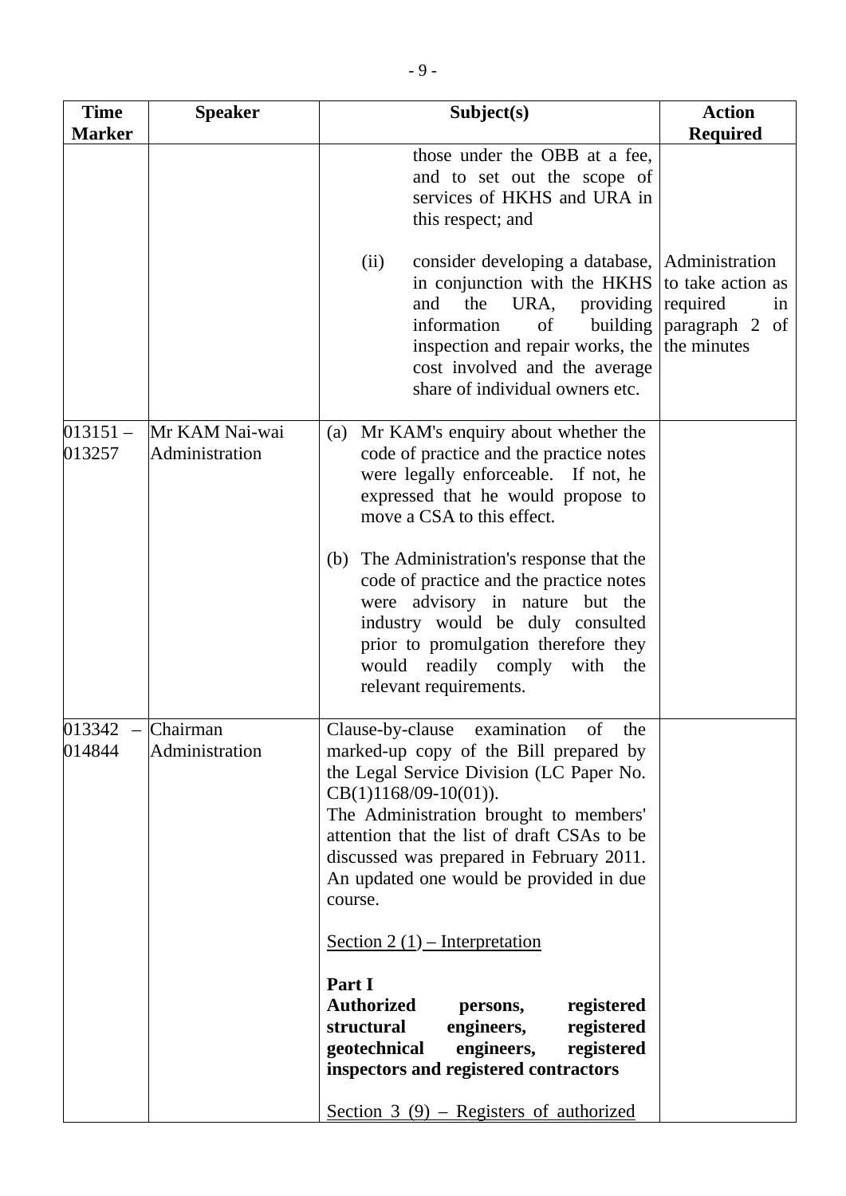| Time Marker | Speaker | Subject(s) | Action Required |
|---|---|---|---|
| | | those under the OBB at a fee, and to set out the scope of services of HKHS and URA in this respect; and<br><br>(ii) consider developing a database, in conjunction with the HKHS and the URA, providing information of building inspection and repair works, the cost involved and the average share of individual owners etc. | Administration to take action as required in paragraph 2 of the minutes |
| 013151 – 013257 | Mr KAM Nai-wai<br>Administration | (a) Mr KAM's enquiry about whether the code of practice and the practice notes were legally enforceable. If not, he expressed that he would propose to move a CSA to this effect.<br><br>(b) The Administration's response that the code of practice and the practice notes were advisory in nature but the industry would be duly consulted prior to promulgation therefore they would readily comply with the relevant requirements. | |
| 013342 – 014844 | Chairman<br>Administration | Clause-by-clause examination of the marked-up copy of the Bill prepared by the Legal Service Division (LC Paper No. CB(1)1168/09-10(01)).<br>The Administration brought to members' attention that the list of draft CSAs to be discussed was prepared in February 2011. An updated one would be provided in due course.<br><br><u>Section 2 (1) – Interpretation</u><br><br>**Part I**<br>**Authorized persons, registered structural engineers, registered geotechnical engineers, registered inspectors and registered contractors**<br><br><u>Section 3 (9) – Registers of authorized</u> | |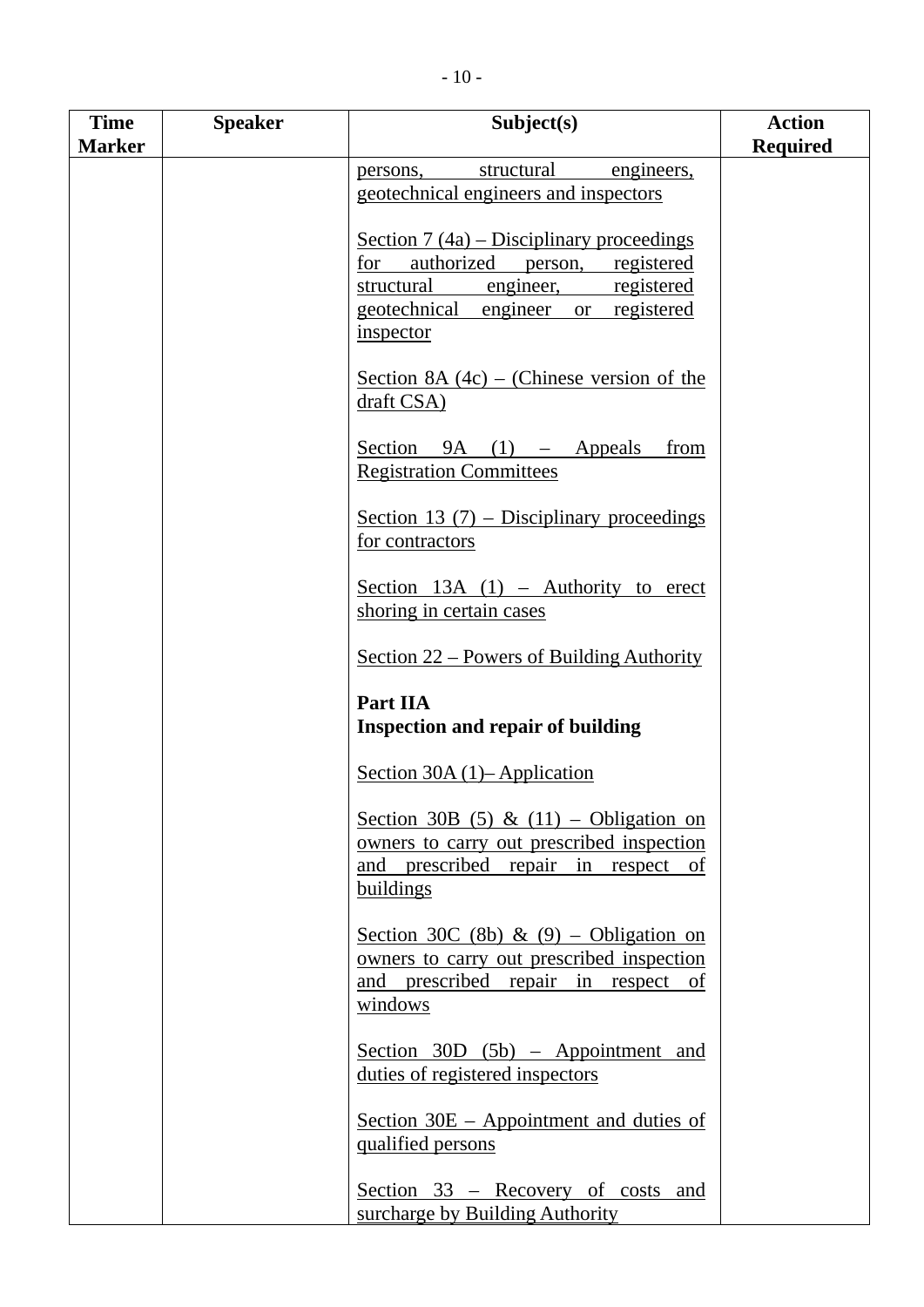| Time Marker | Speaker | Subject(s) | Action Required |
|---|---|---|---|
| | | persons, structural engineers, geotechnical engineers and inspectors<br><br>Section 7 (4a) – Disciplinary proceedings for authorized person, registered structural engineer, registered geotechnical engineer or registered inspector<br><br>Section 8A (4c) – (Chinese version of the draft CSA)<br><br>Section 9A (1) – Appeals from Registration Committees<br><br>Section 13 (7) – Disciplinary proceedings for contractors<br><br>Section 13A (1) – Authority to erect shoring in certain cases<br><br>Section 22 – Powers of Building Authority<br><br>**Part IIA**<br>**Inspection and repair of building**<br><br>Section 30A (1)– Application<br><br>Section 30B (5) & (11) – Obligation on owners to carry out prescribed inspection and prescribed repair in respect of buildings<br><br>Section 30C (8b) & (9) – Obligation on owners to carry out prescribed inspection and prescribed repair in respect of windows<br><br>Section 30D (5b) – Appointment and duties of registered inspectors<br><br>Section 30E – Appointment and duties of qualified persons<br><br>Section 33 – Recovery of costs and surcharge by Building Authority | |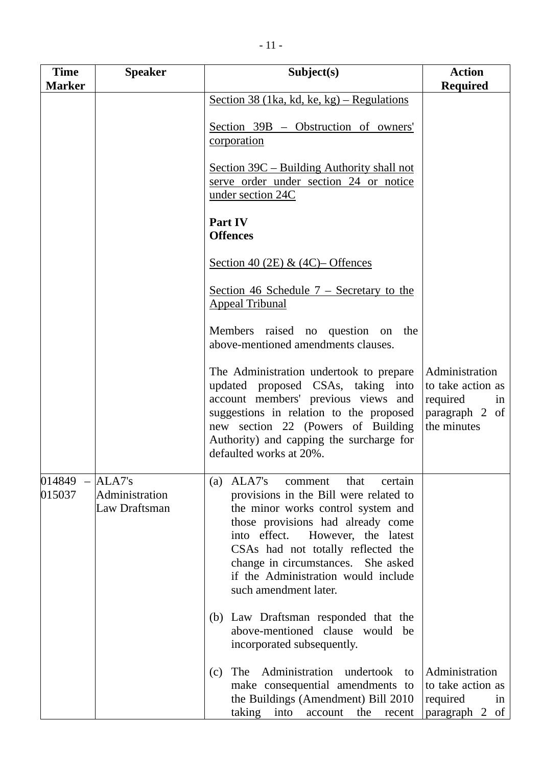| Time Marker | Speaker | Subject(s) | Action Required |
|---|---|---|---|
| | | Section 38 (1ka, kd, ke, kg) – Regulations<br><br>Section 39B – Obstruction of owners' corporation<br><br>Section 39C – Building Authority shall not serve order under section 24 or notice under section 24C<br><br>**Part IV**<br>**Offences**<br><br>Section 40 (2E) & (4C)– Offences<br><br>Section 46 Schedule 7 – Secretary to the Appeal Tribunal<br><br>Members raised no question on the above-mentioned amendments clauses.<br><br>The Administration undertook to prepare updated proposed CSAs, taking into account members' previous views and suggestions in relation to the proposed new section 22 (Powers of Building Authority) and capping the surcharge for defaulted works at 20%. | Administration to take action as required in paragraph 2 of the minutes |
| 014849 – 015037 | ALA7's<br>Administration<br>Law Draftsman | (a) ALA7's comment that certain provisions in the Bill were related to the minor works control system and those provisions had already come into effect. However, the latest CSAs had not totally reflected the change in circumstances. She asked if the Administration would include such amendment later.<br><br>(b) Law Draftsman responded that the above-mentioned clause would be incorporated subsequently.<br><br>(c) The Administration undertook to make consequential amendments to the Buildings (Amendment) Bill 2010 taking into account the recent | Administration to take action as required in paragraph 2 of |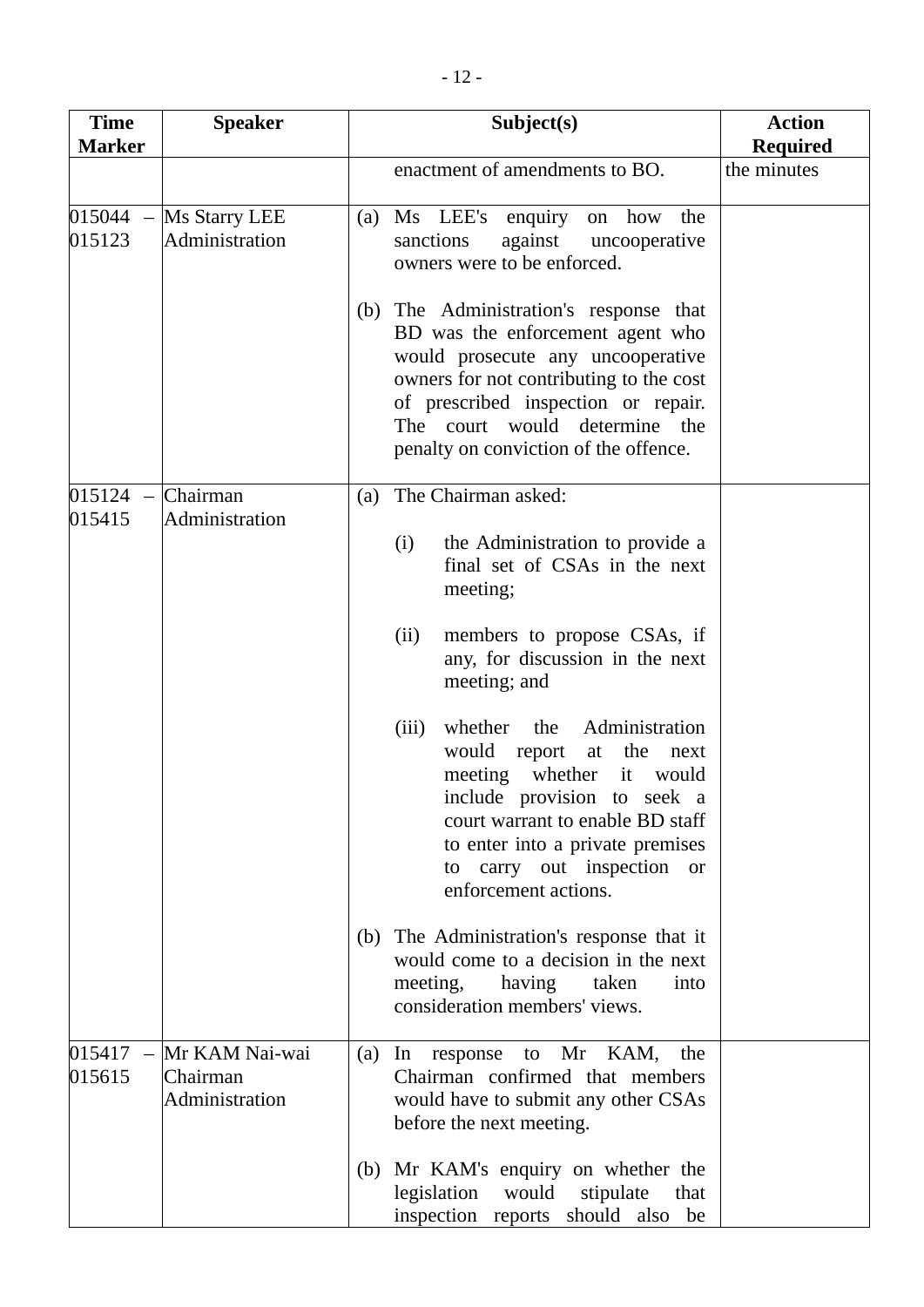| Time Marker | Speaker | Subject(s) | Action Required |
|---|---|---|---|
| | | enactment of amendments to BO. | the minutes |
| 015044 – 015123 | Ms Starry LEE<br>Administration | (a) Ms LEE's enquiry on how the sanctions against uncooperative owners were to be enforced.<br><br>(b) The Administration's response that BD was the enforcement agent who would prosecute any uncooperative owners for not contributing to the cost of prescribed inspection or repair. The court would determine the penalty on conviction of the offence. | |
| 015124 – 015415 | Chairman<br>Administration | (a) The Chairman asked:<br><br>(i) the Administration to provide a final set of CSAs in the next meeting;<br><br>(ii) members to propose CSAs, if any, for discussion in the next meeting; and<br><br>(iii) whether the Administration would report at the next meeting whether it would include provision to seek a court warrant to enable BD staff to enter into a private premises to carry out inspection or enforcement actions.<br><br>(b) The Administration's response that it would come to a decision in the next meeting, having taken into consideration members' views. | |
| 015417 – 015615 | Mr KAM Nai-wai<br>Chairman<br>Administration | (a) In response to Mr KAM, the Chairman confirmed that members would have to submit any other CSAs before the next meeting.<br><br>(b) Mr KAM's enquiry on whether the legislation would stipulate that inspection reports should also be | |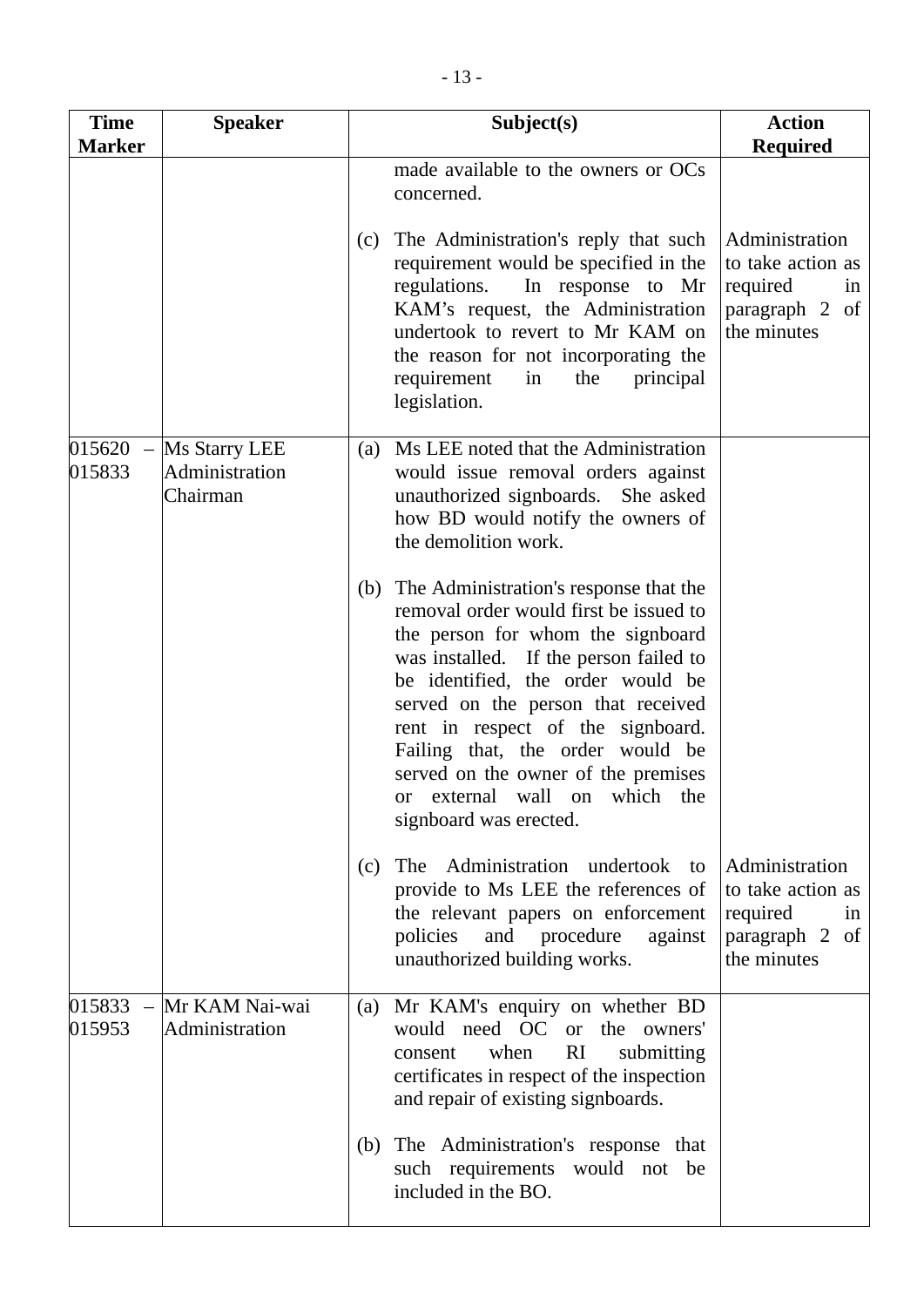| Time Marker | Speaker | Subject(s) | Action Required |
|---|---|---|---|
| | | made available to the owners or OCs concerned.<br><br>(c) The Administration's reply that such requirement would be specified in the regulations. In response to Mr KAM's request, the Administration undertook to revert to Mr KAM on the reason for not incorporating the requirement in the principal legislation. | Administration to take action as required in paragraph 2 of the minutes |
| 015620 – 015833 | Ms Starry LEE<br>Administration<br>Chairman | (a) Ms LEE noted that the Administration would issue removal orders against unauthorized signboards. She asked how BD would notify the owners of the demolition work.<br><br>(b) The Administration's response that the removal order would first be issued to the person for whom the signboard was installed. If the person failed to be identified, the order would be served on the person that received rent in respect of the signboard. Failing that, the order would be served on the owner of the premises or external wall on which the signboard was erected.<br><br>(c) The Administration undertook to provide to Ms LEE the references of the relevant papers on enforcement policies and procedure against unauthorized building works. | Administration to take action as required in paragraph 2 of the minutes |
| 015833 – 015953 | Mr KAM Nai-wai<br>Administration | (a) Mr KAM's enquiry on whether BD would need OC or the owners' consent when RI submitting certificates in respect of the inspection and repair of existing signboards.<br><br>(b) The Administration's response that such requirements would not be included in the BO. | |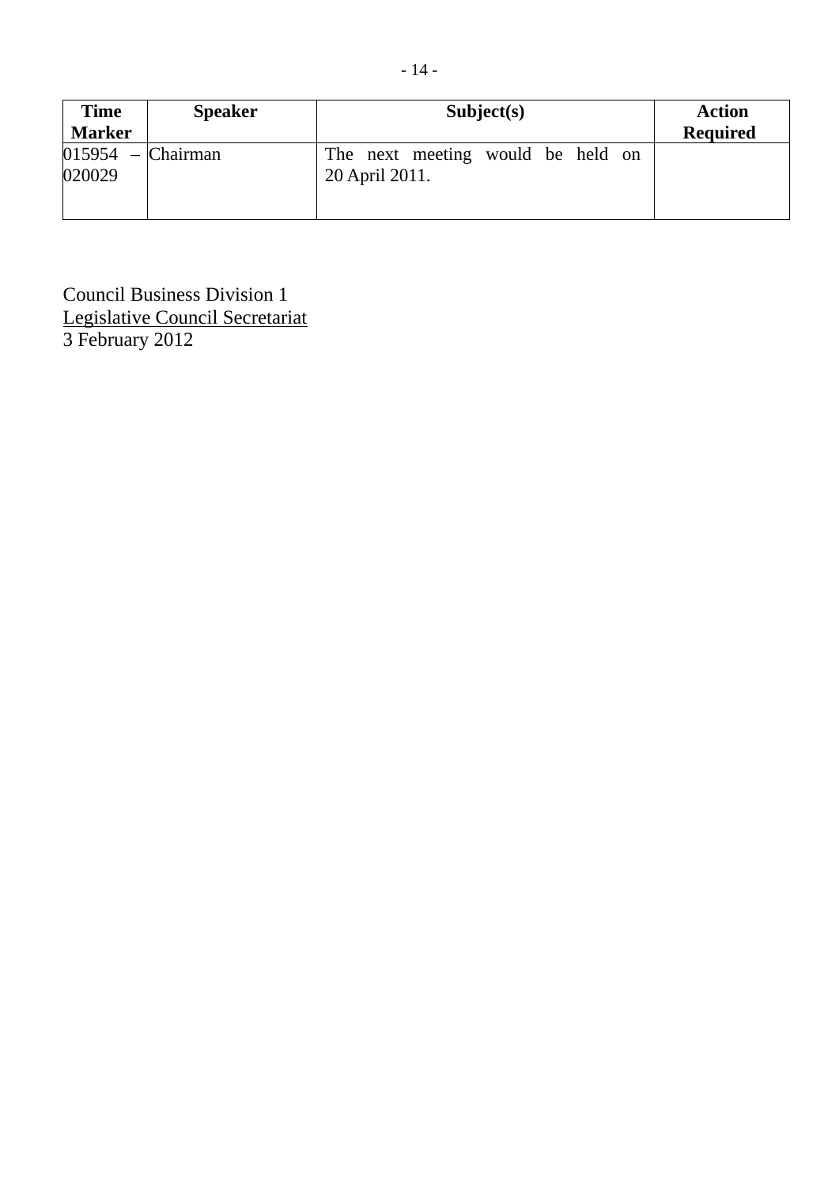| Time Marker | Speaker | Subject(s) | Action Required |
| --- | --- | --- | --- |
| 015954 – 020029 | Chairman | The next meeting would be held on 20 April 2011. | |

Council Business Division 1
Legislative Council Secretariat
3 February 2012